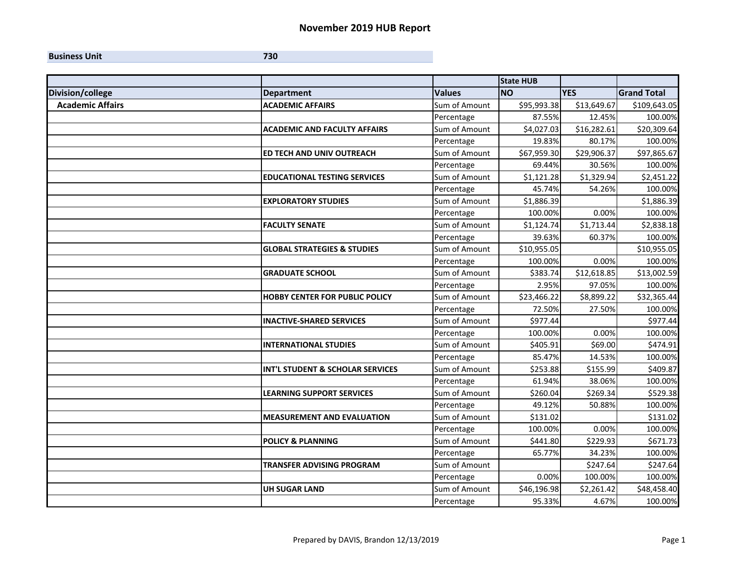# November 2019 HUB Report

| Business Unit | 730 |
|---|---|

| | | | State HUB | | |
|---|---|---|---|---|---|
| **Division/college** | **Department** | **Values** | **NO** | **YES** | **Grand Total** |
| **Academic Affairs** | **ACADEMIC AFFAIRS** | Sum of Amount | $95,993.38 | $13,649.67 | $109,643.05 |
| | | Percentage | 87.55% | 12.45% | 100.00% |
| | **ACADEMIC AND FACULTY AFFAIRS** | Sum of Amount | $4,027.03 | $16,282.61 | $20,309.64 |
| | | Percentage | 19.83% | 80.17% | 100.00% |
| | **ED TECH AND UNIV OUTREACH** | Sum of Amount | $67,959.30 | $29,906.37 | $97,865.67 |
| | | Percentage | 69.44% | 30.56% | 100.00% |
| | **EDUCATIONAL TESTING SERVICES** | Sum of Amount | $1,121.28 | $1,329.94 | $2,451.22 |
| | | Percentage | 45.74% | 54.26% | 100.00% |
| | **EXPLORATORY STUDIES** | Sum of Amount | $1,886.39 | | $1,886.39 |
| | | Percentage | 100.00% | 0.00% | 100.00% |
| | **FACULTY SENATE** | Sum of Amount | $1,124.74 | $1,713.44 | $2,838.18 |
| | | Percentage | 39.63% | 60.37% | 100.00% |
| | **GLOBAL STRATEGIES & STUDIES** | Sum of Amount | $10,955.05 | | $10,955.05 |
| | | Percentage | 100.00% | 0.00% | 100.00% |
| | **GRADUATE SCHOOL** | Sum of Amount | $383.74 | $12,618.85 | $13,002.59 |
| | | Percentage | 2.95% | 97.05% | 100.00% |
| | **HOBBY CENTER FOR PUBLIC POLICY** | Sum of Amount | $23,466.22 | $8,899.22 | $32,365.44 |
| | | Percentage | 72.50% | 27.50% | 100.00% |
| | **INACTIVE-SHARED SERVICES** | Sum of Amount | $977.44 | | $977.44 |
| | | Percentage | 100.00% | 0.00% | 100.00% |
| | **INTERNATIONAL STUDIES** | Sum of Amount | $405.91 | $69.00 | $474.91 |
| | | Percentage | 85.47% | 14.53% | 100.00% |
| | **INT'L STUDENT & SCHOLAR SERVICES** | Sum of Amount | $253.88 | $155.99 | $409.87 |
| | | Percentage | 61.94% | 38.06% | 100.00% |
| | **LEARNING SUPPORT SERVICES** | Sum of Amount | $260.04 | $269.34 | $529.38 |
| | | Percentage | 49.12% | 50.88% | 100.00% |
| | **MEASUREMENT AND EVALUATION** | Sum of Amount | $131.02 | | $131.02 |
| | | Percentage | 100.00% | 0.00% | 100.00% |
| | **POLICY & PLANNING** | Sum of Amount | $441.80 | $229.93 | $671.73 |
| | | Percentage | 65.77% | 34.23% | 100.00% |
| | **TRANSFER ADVISING PROGRAM** | Sum of Amount | | $247.64 | $247.64 |
| | | Percentage | 0.00% | 100.00% | 100.00% |
| | **UH SUGAR LAND** | Sum of Amount | $46,196.98 | $2,261.42 | $48,458.40 |
| | | Percentage | 95.33% | 4.67% | 100.00% |

Prepared by DAVIS, Brandon 12/13/2019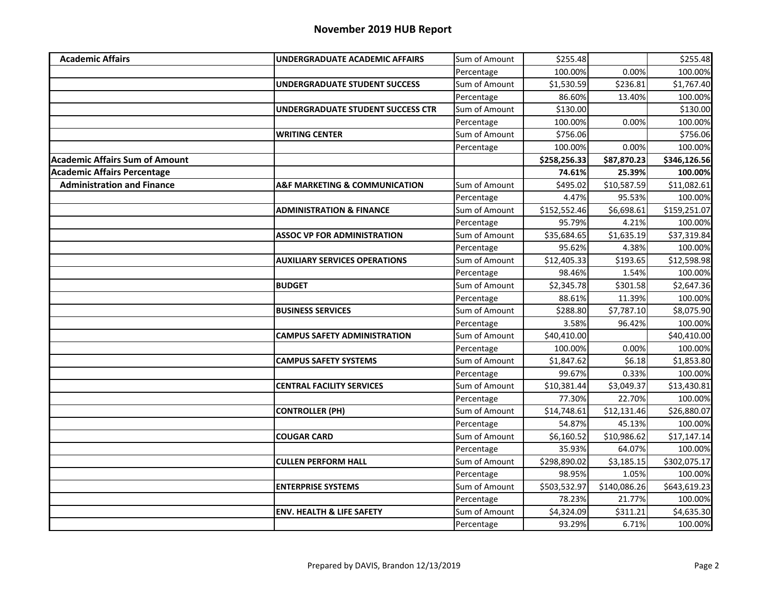## November 2019 HUB Report

| | | | | | |
|---|---|---|---|---|---|
| **Academic Affairs** | **UNDERGRADUATE ACADEMIC AFFAIRS** | Sum of Amount | $255.48 | | $255.48 |
| | | Percentage | 100.00% | 0.00% | 100.00% |
| | **UNDERGRADUATE STUDENT SUCCESS** | Sum of Amount | $1,530.59 | $236.81 | $1,767.40 |
| | | Percentage | 86.60% | 13.40% | 100.00% |
| | **UNDERGRADUATE STUDENT SUCCESS CTR** | Sum of Amount | $130.00 | | $130.00 |
| | | Percentage | 100.00% | 0.00% | 100.00% |
| | **WRITING CENTER** | Sum of Amount | $756.06 | | $756.06 |
| | | Percentage | 100.00% | 0.00% | 100.00% |
| **Academic Affairs Sum of Amount** | | | **$258,256.33** | **$87,870.23** | **$346,126.56** |
| **Academic Affairs Percentage** | | | **74.61%** | **25.39%** | **100.00%** |
| **Administration and Finance** | **A&F MARKETING & COMMUNICATION** | Sum of Amount | $495.02 | $10,587.59 | $11,082.61 |
| | | Percentage | 4.47% | 95.53% | 100.00% |
| | **ADMINISTRATION & FINANCE** | Sum of Amount | $152,552.46 | $6,698.61 | $159,251.07 |
| | | Percentage | 95.79% | 4.21% | 100.00% |
| | **ASSOC VP FOR ADMINISTRATION** | Sum of Amount | $35,684.65 | $1,635.19 | $37,319.84 |
| | | Percentage | 95.62% | 4.38% | 100.00% |
| | **AUXILIARY SERVICES OPERATIONS** | Sum of Amount | $12,405.33 | $193.65 | $12,598.98 |
| | | Percentage | 98.46% | 1.54% | 100.00% |
| | **BUDGET** | Sum of Amount | $2,345.78 | $301.58 | $2,647.36 |
| | | Percentage | 88.61% | 11.39% | 100.00% |
| | **BUSINESS SERVICES** | Sum of Amount | $288.80 | $7,787.10 | $8,075.90 |
| | | Percentage | 3.58% | 96.42% | 100.00% |
| | **CAMPUS SAFETY ADMINISTRATION** | Sum of Amount | $40,410.00 | | $40,410.00 |
| | | Percentage | 100.00% | 0.00% | 100.00% |
| | **CAMPUS SAFETY SYSTEMS** | Sum of Amount | $1,847.62 | $6.18 | $1,853.80 |
| | | Percentage | 99.67% | 0.33% | 100.00% |
| | **CENTRAL FACILITY SERVICES** | Sum of Amount | $10,381.44 | $3,049.37 | $13,430.81 |
| | | Percentage | 77.30% | 22.70% | 100.00% |
| | **CONTROLLER (PH)** | Sum of Amount | $14,748.61 | $12,131.46 | $26,880.07 |
| | | Percentage | 54.87% | 45.13% | 100.00% |
| | **COUGAR CARD** | Sum of Amount | $6,160.52 | $10,986.62 | $17,147.14 |
| | | Percentage | 35.93% | 64.07% | 100.00% |
| | **CULLEN PERFORM HALL** | Sum of Amount | $298,890.02 | $3,185.15 | $302,075.17 |
| | | Percentage | 98.95% | 1.05% | 100.00% |
| | **ENTERPRISE SYSTEMS** | Sum of Amount | $503,532.97 | $140,086.26 | $643,619.23 |
| | | Percentage | 78.23% | 21.77% | 100.00% |
| | **ENV. HEALTH & LIFE SAFETY** | Sum of Amount | $4,324.09 | $311.21 | $4,635.30 |
| | | Percentage | 93.29% | 6.71% | 100.00% |

Prepared by DAVIS, Brandon 12/13/2019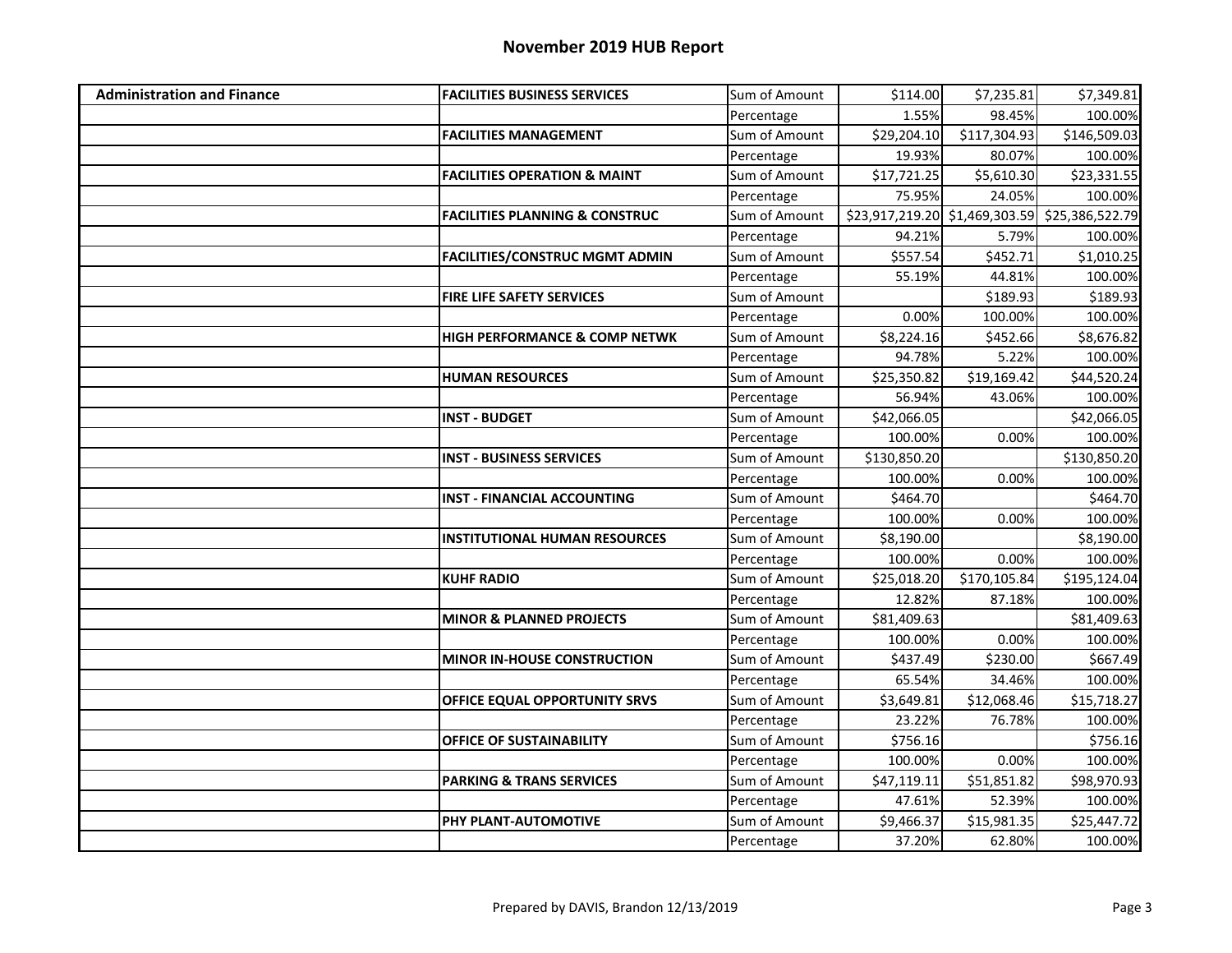# November 2019 HUB Report

| | | | | | |
|---|---|---|---|---|---|
| **Administration and Finance** | **FACILITIES BUSINESS SERVICES** | Sum of Amount | $114.00 | $7,235.81 | $7,349.81 |
| | | Percentage | 1.55% | 98.45% | 100.00% |
| | **FACILITIES MANAGEMENT** | Sum of Amount | $29,204.10 | $117,304.93 | $146,509.03 |
| | | Percentage | 19.93% | 80.07% | 100.00% |
| | **FACILITIES OPERATION & MAINT** | Sum of Amount | $17,721.25 | $5,610.30 | $23,331.55 |
| | | Percentage | 75.95% | 24.05% | 100.00% |
| | **FACILITIES PLANNING & CONSTRUC** | Sum of Amount | $23,917,219.20 | $1,469,303.59 | $25,386,522.79 |
| | | Percentage | 94.21% | 5.79% | 100.00% |
| | **FACILITIES/CONSTRUC MGMT ADMIN** | Sum of Amount | $557.54 | $452.71 | $1,010.25 |
| | | Percentage | 55.19% | 44.81% | 100.00% |
| | **FIRE LIFE SAFETY SERVICES** | Sum of Amount | | $189.93 | $189.93 |
| | | Percentage | 0.00% | 100.00% | 100.00% |
| | **HIGH PERFORMANCE & COMP NETWK** | Sum of Amount | $8,224.16 | $452.66 | $8,676.82 |
| | | Percentage | 94.78% | 5.22% | 100.00% |
| | **HUMAN RESOURCES** | Sum of Amount | $25,350.82 | $19,169.42 | $44,520.24 |
| | | Percentage | 56.94% | 43.06% | 100.00% |
| | **INST - BUDGET** | Sum of Amount | $42,066.05 | | $42,066.05 |
| | | Percentage | 100.00% | 0.00% | 100.00% |
| | **INST - BUSINESS SERVICES** | Sum of Amount | $130,850.20 | | $130,850.20 |
| | | Percentage | 100.00% | 0.00% | 100.00% |
| | **INST - FINANCIAL ACCOUNTING** | Sum of Amount | $464.70 | | $464.70 |
| | | Percentage | 100.00% | 0.00% | 100.00% |
| | **INSTITUTIONAL HUMAN RESOURCES** | Sum of Amount | $8,190.00 | | $8,190.00 |
| | | Percentage | 100.00% | 0.00% | 100.00% |
| | **KUHF RADIO** | Sum of Amount | $25,018.20 | $170,105.84 | $195,124.04 |
| | | Percentage | 12.82% | 87.18% | 100.00% |
| | **MINOR & PLANNED PROJECTS** | Sum of Amount | $81,409.63 | | $81,409.63 |
| | | Percentage | 100.00% | 0.00% | 100.00% |
| | **MINOR IN-HOUSE CONSTRUCTION** | Sum of Amount | $437.49 | $230.00 | $667.49 |
| | | Percentage | 65.54% | 34.46% | 100.00% |
| | **OFFICE EQUAL OPPORTUNITY SRVS** | Sum of Amount | $3,649.81 | $12,068.46 | $15,718.27 |
| | | Percentage | 23.22% | 76.78% | 100.00% |
| | **OFFICE OF SUSTAINABILITY** | Sum of Amount | $756.16 | | $756.16 |
| | | Percentage | 100.00% | 0.00% | 100.00% |
| | **PARKING & TRANS SERVICES** | Sum of Amount | $47,119.11 | $51,851.82 | $98,970.93 |
| | | Percentage | 47.61% | 52.39% | 100.00% |
| | **PHY PLANT-AUTOMOTIVE** | Sum of Amount | $9,466.37 | $15,981.35 | $25,447.72 |
| | | Percentage | 37.20% | 62.80% | 100.00% |

Prepared by DAVIS, Brandon 12/13/2019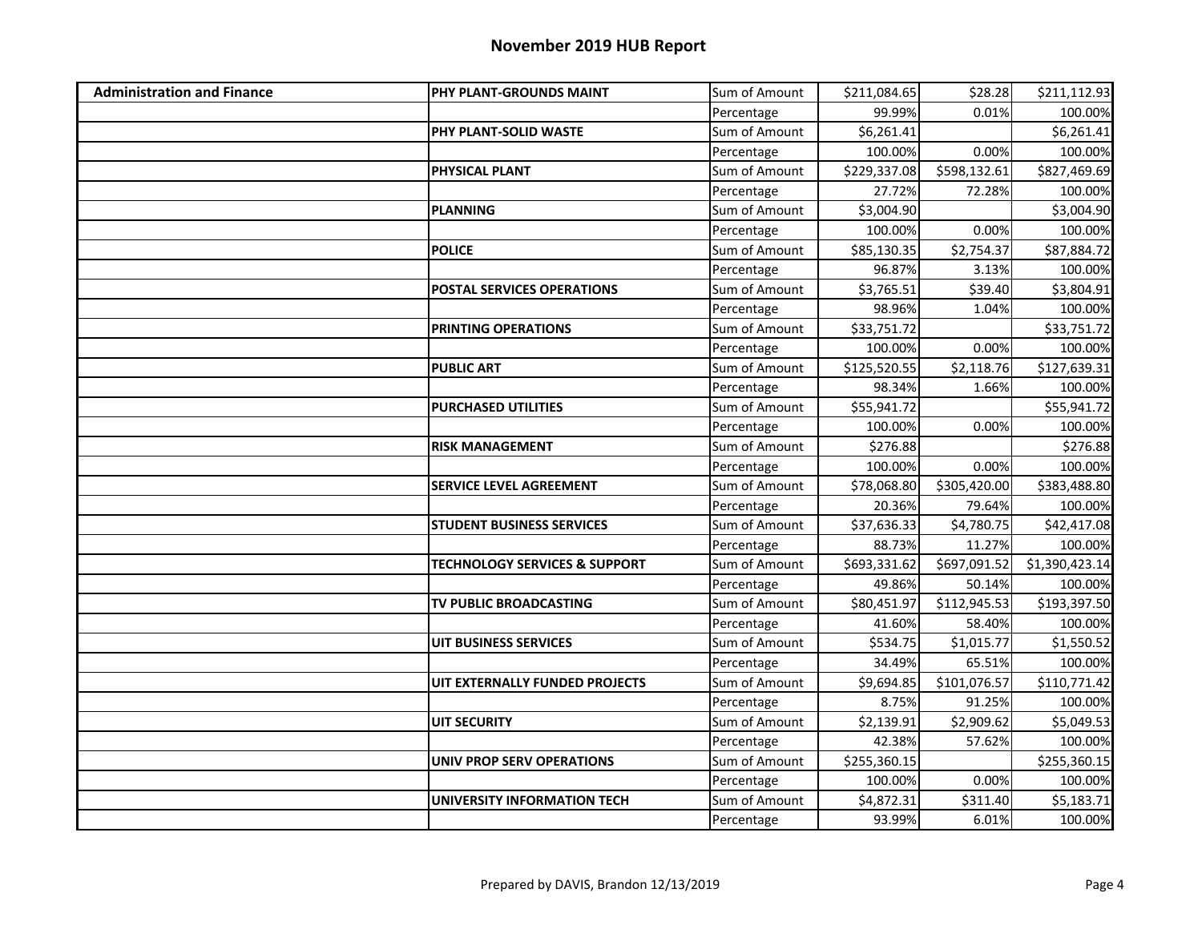## November 2019 HUB Report

| | | | | | |
|---|---|---|---|---|---|
| **Administration and Finance** | **PHY PLANT-GROUNDS MAINT** | Sum of Amount | $211,084.65 | $28.28 | $211,112.93 |
| | | Percentage | 99.99% | 0.01% | 100.00% |
| | **PHY PLANT-SOLID WASTE** | Sum of Amount | $6,261.41 | | $6,261.41 |
| | | Percentage | 100.00% | 0.00% | 100.00% |
| | **PHYSICAL PLANT** | Sum of Amount | $229,337.08 | $598,132.61 | $827,469.69 |
| | | Percentage | 27.72% | 72.28% | 100.00% |
| | **PLANNING** | Sum of Amount | $3,004.90 | | $3,004.90 |
| | | Percentage | 100.00% | 0.00% | 100.00% |
| | **POLICE** | Sum of Amount | $85,130.35 | $2,754.37 | $87,884.72 |
| | | Percentage | 96.87% | 3.13% | 100.00% |
| | **POSTAL SERVICES OPERATIONS** | Sum of Amount | $3,765.51 | $39.40 | $3,804.91 |
| | | Percentage | 98.96% | 1.04% | 100.00% |
| | **PRINTING OPERATIONS** | Sum of Amount | $33,751.72 | | $33,751.72 |
| | | Percentage | 100.00% | 0.00% | 100.00% |
| | **PUBLIC ART** | Sum of Amount | $125,520.55 | $2,118.76 | $127,639.31 |
| | | Percentage | 98.34% | 1.66% | 100.00% |
| | **PURCHASED UTILITIES** | Sum of Amount | $55,941.72 | | $55,941.72 |
| | | Percentage | 100.00% | 0.00% | 100.00% |
| | **RISK MANAGEMENT** | Sum of Amount | $276.88 | | $276.88 |
| | | Percentage | 100.00% | 0.00% | 100.00% |
| | **SERVICE LEVEL AGREEMENT** | Sum of Amount | $78,068.80 | $305,420.00 | $383,488.80 |
| | | Percentage | 20.36% | 79.64% | 100.00% |
| | **STUDENT BUSINESS SERVICES** | Sum of Amount | $37,636.33 | $4,780.75 | $42,417.08 |
| | | Percentage | 88.73% | 11.27% | 100.00% |
| | **TECHNOLOGY SERVICES & SUPPORT** | Sum of Amount | $693,331.62 | $697,091.52 | $1,390,423.14 |
| | | Percentage | 49.86% | 50.14% | 100.00% |
| | **TV PUBLIC BROADCASTING** | Sum of Amount | $80,451.97 | $112,945.53 | $193,397.50 |
| | | Percentage | 41.60% | 58.40% | 100.00% |
| | **UIT BUSINESS SERVICES** | Sum of Amount | $534.75 | $1,015.77 | $1,550.52 |
| | | Percentage | 34.49% | 65.51% | 100.00% |
| | **UIT EXTERNALLY FUNDED PROJECTS** | Sum of Amount | $9,694.85 | $101,076.57 | $110,771.42 |
| | | Percentage | 8.75% | 91.25% | 100.00% |
| | **UIT SECURITY** | Sum of Amount | $2,139.91 | $2,909.62 | $5,049.53 |
| | | Percentage | 42.38% | 57.62% | 100.00% |
| | **UNIV PROP SERV OPERATIONS** | Sum of Amount | $255,360.15 | | $255,360.15 |
| | | Percentage | 100.00% | 0.00% | 100.00% |
| | **UNIVERSITY INFORMATION TECH** | Sum of Amount | $4,872.31 | $311.40 | $5,183.71 |
| | | Percentage | 93.99% | 6.01% | 100.00% |

Prepared by DAVIS, Brandon 12/13/2019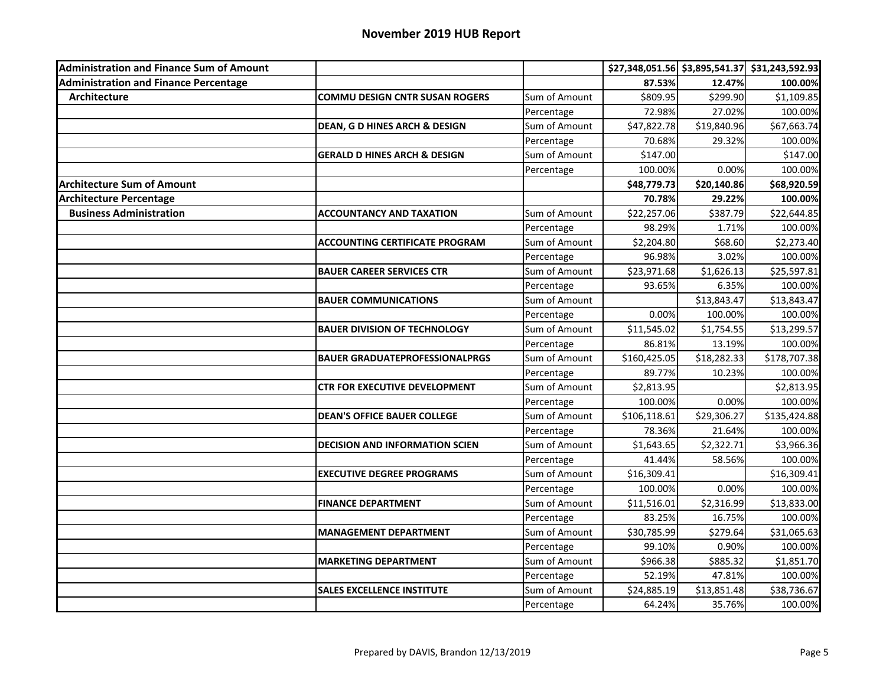# November 2019 HUB Report

| | | | | | |
|---|---|---|---|---|---|
| **Administration and Finance Sum of Amount** | | | **$27,348,051.56** | **$3,895,541.37** | **$31,243,592.93** |
| **Administration and Finance Percentage** | | | **87.53%** | **12.47%** | **100.00%** |
| **Architecture** | **COMMU DESIGN CNTR SUSAN ROGERS** | Sum of Amount | $809.95 | $299.90 | $1,109.85 |
| | | Percentage | 72.98% | 27.02% | 100.00% |
| | **DEAN, G D HINES ARCH & DESIGN** | Sum of Amount | $47,822.78 | $19,840.96 | $67,663.74 |
| | | Percentage | 70.68% | 29.32% | 100.00% |
| | **GERALD D HINES ARCH & DESIGN** | Sum of Amount | $147.00 | | $147.00 |
| | | Percentage | 100.00% | 0.00% | 100.00% |
| **Architecture Sum of Amount** | | | **$48,779.73** | **$20,140.86** | **$68,920.59** |
| **Architecture Percentage** | | | **70.78%** | **29.22%** | **100.00%** |
| **Business Administration** | **ACCOUNTANCY AND TAXATION** | Sum of Amount | $22,257.06 | $387.79 | $22,644.85 |
| | | Percentage | 98.29% | 1.71% | 100.00% |
| | **ACCOUNTING CERTIFICATE PROGRAM** | Sum of Amount | $2,204.80 | $68.60 | $2,273.40 |
| | | Percentage | 96.98% | 3.02% | 100.00% |
| | **BAUER CAREER SERVICES CTR** | Sum of Amount | $23,971.68 | $1,626.13 | $25,597.81 |
| | | Percentage | 93.65% | 6.35% | 100.00% |
| | **BAUER COMMUNICATIONS** | Sum of Amount | | $13,843.47 | $13,843.47 |
| | | Percentage | 0.00% | 100.00% | 100.00% |
| | **BAUER DIVISION OF TECHNOLOGY** | Sum of Amount | $11,545.02 | $1,754.55 | $13,299.57 |
| | | Percentage | 86.81% | 13.19% | 100.00% |
| | **BAUER GRADUATEPROFESSIONALPRGS** | Sum of Amount | $160,425.05 | $18,282.33 | $178,707.38 |
| | | Percentage | 89.77% | 10.23% | 100.00% |
| | **CTR FOR EXECUTIVE DEVELOPMENT** | Sum of Amount | $2,813.95 | | $2,813.95 |
| | | Percentage | 100.00% | 0.00% | 100.00% |
| | **DEAN'S OFFICE BAUER COLLEGE** | Sum of Amount | $106,118.61 | $29,306.27 | $135,424.88 |
| | | Percentage | 78.36% | 21.64% | 100.00% |
| | **DECISION AND INFORMATION SCIEN** | Sum of Amount | $1,643.65 | $2,322.71 | $3,966.36 |
| | | Percentage | 41.44% | 58.56% | 100.00% |
| | **EXECUTIVE DEGREE PROGRAMS** | Sum of Amount | $16,309.41 | | $16,309.41 |
| | | Percentage | 100.00% | 0.00% | 100.00% |
| | **FINANCE DEPARTMENT** | Sum of Amount | $11,516.01 | $2,316.99 | $13,833.00 |
| | | Percentage | 83.25% | 16.75% | 100.00% |
| | **MANAGEMENT DEPARTMENT** | Sum of Amount | $30,785.99 | $279.64 | $31,065.63 |
| | | Percentage | 99.10% | 0.90% | 100.00% |
| | **MARKETING DEPARTMENT** | Sum of Amount | $966.38 | $885.32 | $1,851.70 |
| | | Percentage | 52.19% | 47.81% | 100.00% |
| | **SALES EXCELLENCE INSTITUTE** | Sum of Amount | $24,885.19 | $13,851.48 | $38,736.67 |
| | | Percentage | 64.24% | 35.76% | 100.00% |

Prepared by DAVIS, Brandon 12/13/2019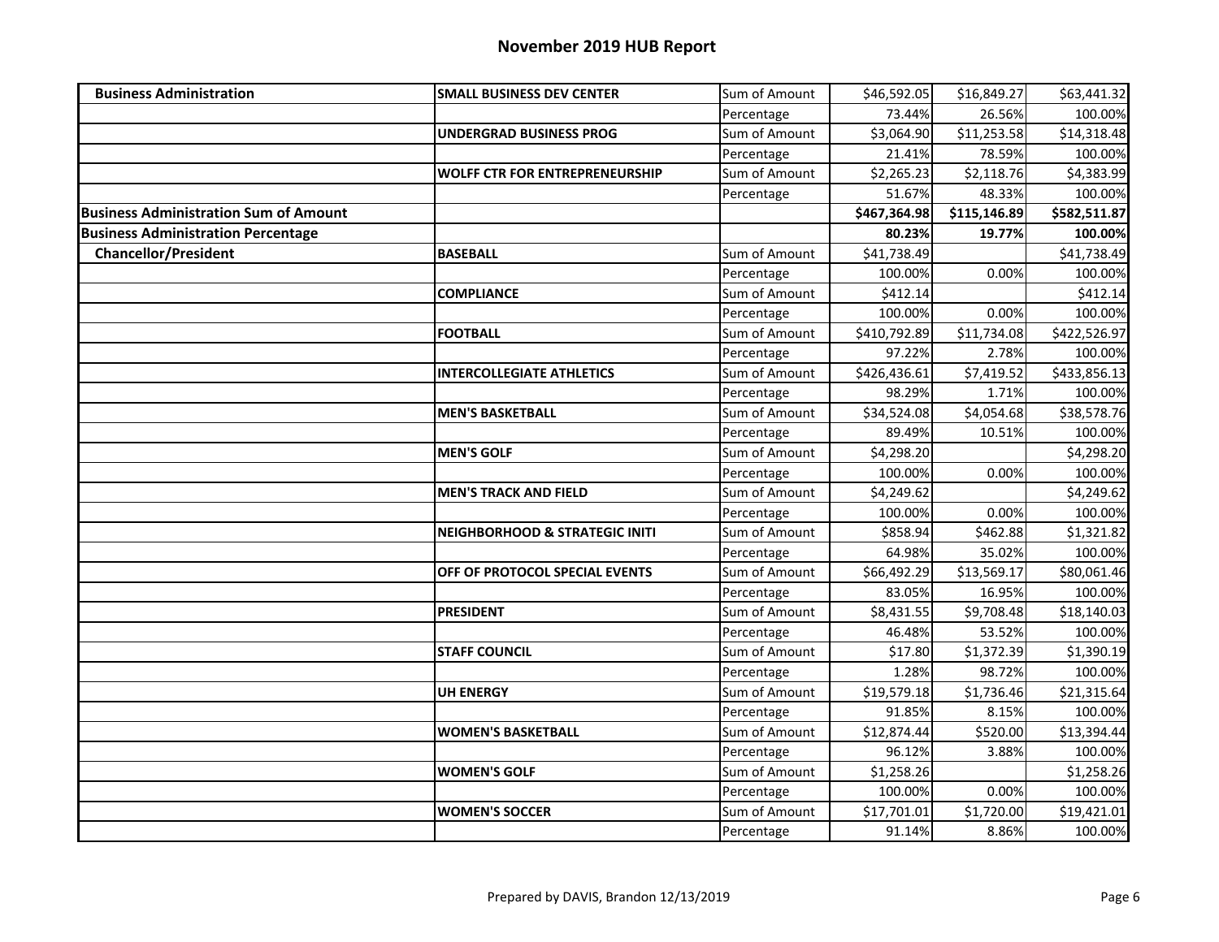## November 2019 HUB Report

| | | | | | |
|---|---|---|---|---|---|
| **Business Administration** | **SMALL BUSINESS DEV CENTER** | Sum of Amount | \$46,592.05 | \$16,849.27 | \$63,441.32 |
| | | Percentage | 73.44% | 26.56% | 100.00% |
| | **UNDERGRAD BUSINESS PROG** | Sum of Amount | \$3,064.90 | \$11,253.58 | \$14,318.48 |
| | | Percentage | 21.41% | 78.59% | 100.00% |
| | **WOLFF CTR FOR ENTREPRENEURSHIP** | Sum of Amount | \$2,265.23 | \$2,118.76 | \$4,383.99 |
| | | Percentage | 51.67% | 48.33% | 100.00% |
| **Business Administration Sum of Amount** | | | **\$467,364.98** | **\$115,146.89** | **\$582,511.87** |
| **Business Administration Percentage** | | | **80.23%** | **19.77%** | **100.00%** |
| **Chancellor/President** | **BASEBALL** | Sum of Amount | \$41,738.49 | | \$41,738.49 |
| | | Percentage | 100.00% | 0.00% | 100.00% |
| | **COMPLIANCE** | Sum of Amount | \$412.14 | | \$412.14 |
| | | Percentage | 100.00% | 0.00% | 100.00% |
| | **FOOTBALL** | Sum of Amount | \$410,792.89 | \$11,734.08 | \$422,526.97 |
| | | Percentage | 97.22% | 2.78% | 100.00% |
| | **INTERCOLLEGIATE ATHLETICS** | Sum of Amount | \$426,436.61 | \$7,419.52 | \$433,856.13 |
| | | Percentage | 98.29% | 1.71% | 100.00% |
| | **MEN'S BASKETBALL** | Sum of Amount | \$34,524.08 | \$4,054.68 | \$38,578.76 |
| | | Percentage | 89.49% | 10.51% | 100.00% |
| | **MEN'S GOLF** | Sum of Amount | \$4,298.20 | | \$4,298.20 |
| | | Percentage | 100.00% | 0.00% | 100.00% |
| | **MEN'S TRACK AND FIELD** | Sum of Amount | \$4,249.62 | | \$4,249.62 |
| | | Percentage | 100.00% | 0.00% | 100.00% |
| | **NEIGHBORHOOD & STRATEGIC INITI** | Sum of Amount | \$858.94 | \$462.88 | \$1,321.82 |
| | | Percentage | 64.98% | 35.02% | 100.00% |
| | **OFF OF PROTOCOL SPECIAL EVENTS** | Sum of Amount | \$66,492.29 | \$13,569.17 | \$80,061.46 |
| | | Percentage | 83.05% | 16.95% | 100.00% |
| | **PRESIDENT** | Sum of Amount | \$8,431.55 | \$9,708.48 | \$18,140.03 |
| | | Percentage | 46.48% | 53.52% | 100.00% |
| | **STAFF COUNCIL** | Sum of Amount | \$17.80 | \$1,372.39 | \$1,390.19 |
| | | Percentage | 1.28% | 98.72% | 100.00% |
| | **UH ENERGY** | Sum of Amount | \$19,579.18 | \$1,736.46 | \$21,315.64 |
| | | Percentage | 91.85% | 8.15% | 100.00% |
| | **WOMEN'S BASKETBALL** | Sum of Amount | \$12,874.44 | \$520.00 | \$13,394.44 |
| | | Percentage | 96.12% | 3.88% | 100.00% |
| | **WOMEN'S GOLF** | Sum of Amount | \$1,258.26 | | \$1,258.26 |
| | | Percentage | 100.00% | 0.00% | 100.00% |
| | **WOMEN'S SOCCER** | Sum of Amount | \$17,701.01 | \$1,720.00 | \$19,421.01 |
| | | Percentage | 91.14% | 8.86% | 100.00% |

Prepared by DAVIS, Brandon 12/13/2019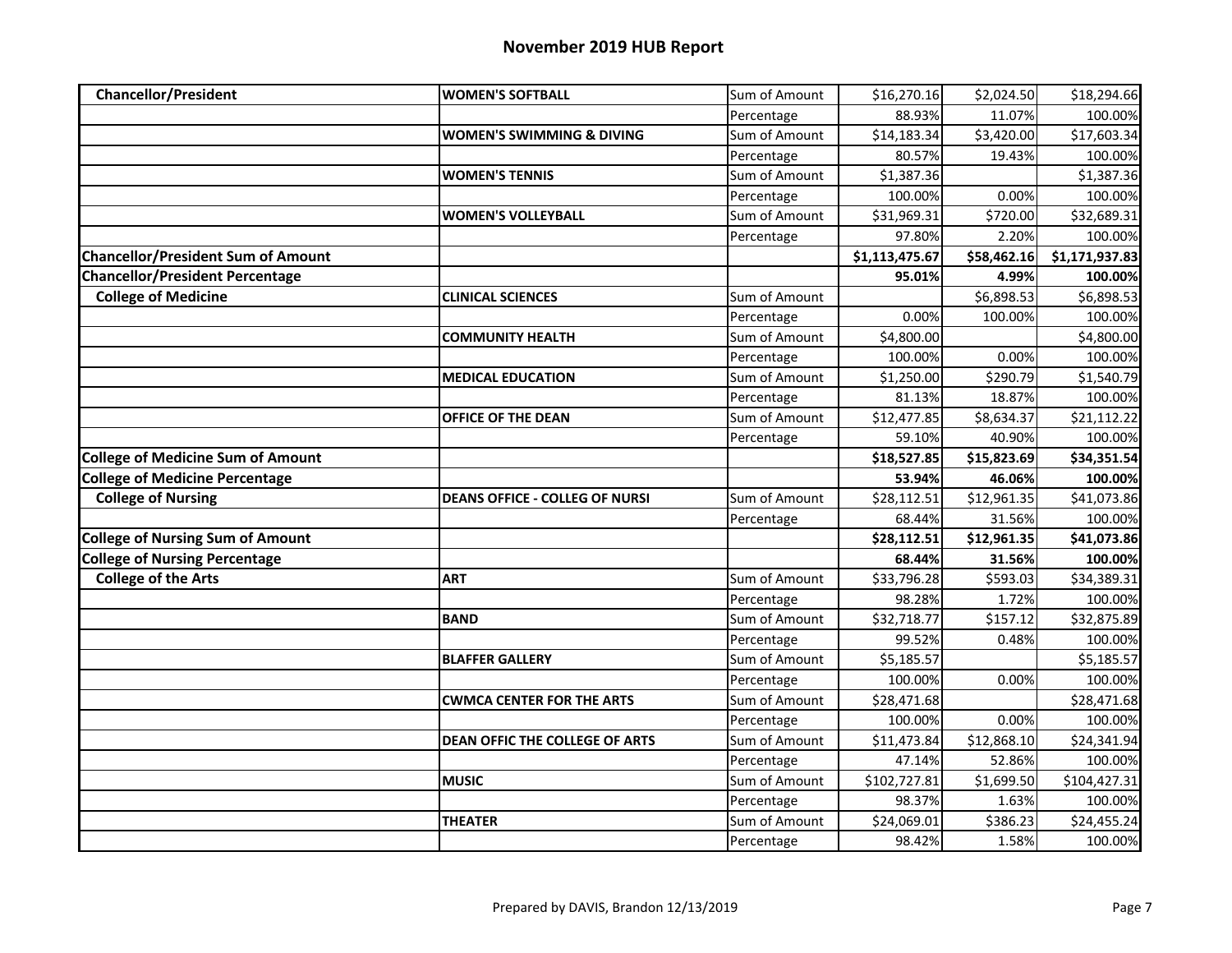# November 2019 HUB Report

| | | | | | |
|---|---|---|---|---|---|
| **Chancellor/President** | **WOMEN'S SOFTBALL** | Sum of Amount | $16,270.16 | $2,024.50 | $18,294.66 |
| | | Percentage | 88.93% | 11.07% | 100.00% |
| | **WOMEN'S SWIMMING & DIVING** | Sum of Amount | $14,183.34 | $3,420.00 | $17,603.34 |
| | | Percentage | 80.57% | 19.43% | 100.00% |
| | **WOMEN'S TENNIS** | Sum of Amount | $1,387.36 | | $1,387.36 |
| | | Percentage | 100.00% | 0.00% | 100.00% |
| | **WOMEN'S VOLLEYBALL** | Sum of Amount | $31,969.31 | $720.00 | $32,689.31 |
| | | Percentage | 97.80% | 2.20% | 100.00% |
| **Chancellor/President Sum of Amount** | | | **$1,113,475.67** | **$58,462.16** | **$1,171,937.83** |
| **Chancellor/President Percentage** | | | **95.01%** | **4.99%** | **100.00%** |
| **College of Medicine** | **CLINICAL SCIENCES** | Sum of Amount | | $6,898.53 | $6,898.53 |
| | | Percentage | 0.00% | 100.00% | 100.00% |
| | **COMMUNITY HEALTH** | Sum of Amount | $4,800.00 | | $4,800.00 |
| | | Percentage | 100.00% | 0.00% | 100.00% |
| | **MEDICAL EDUCATION** | Sum of Amount | $1,250.00 | $290.79 | $1,540.79 |
| | | Percentage | 81.13% | 18.87% | 100.00% |
| | **OFFICE OF THE DEAN** | Sum of Amount | $12,477.85 | $8,634.37 | $21,112.22 |
| | | Percentage | 59.10% | 40.90% | 100.00% |
| **College of Medicine Sum of Amount** | | | **$18,527.85** | **$15,823.69** | **$34,351.54** |
| **College of Medicine Percentage** | | | **53.94%** | **46.06%** | **100.00%** |
| **College of Nursing** | **DEANS OFFICE - COLLEG OF NURSI** | Sum of Amount | $28,112.51 | $12,961.35 | $41,073.86 |
| | | Percentage | 68.44% | 31.56% | 100.00% |
| **College of Nursing Sum of Amount** | | | **$28,112.51** | **$12,961.35** | **$41,073.86** |
| **College of Nursing Percentage** | | | **68.44%** | **31.56%** | **100.00%** |
| **College of the Arts** | **ART** | Sum of Amount | $33,796.28 | $593.03 | $34,389.31 |
| | | Percentage | 98.28% | 1.72% | 100.00% |
| | **BAND** | Sum of Amount | $32,718.77 | $157.12 | $32,875.89 |
| | | Percentage | 99.52% | 0.48% | 100.00% |
| | **BLAFFER GALLERY** | Sum of Amount | $5,185.57 | | $5,185.57 |
| | | Percentage | 100.00% | 0.00% | 100.00% |
| | **CWMCA CENTER FOR THE ARTS** | Sum of Amount | $28,471.68 | | $28,471.68 |
| | | Percentage | 100.00% | 0.00% | 100.00% |
| | **DEAN OFFIC THE COLLEGE OF ARTS** | Sum of Amount | $11,473.84 | $12,868.10 | $24,341.94 |
| | | Percentage | 47.14% | 52.86% | 100.00% |
| | **MUSIC** | Sum of Amount | $102,727.81 | $1,699.50 | $104,427.31 |
| | | Percentage | 98.37% | 1.63% | 100.00% |
| | **THEATER** | Sum of Amount | $24,069.01 | $386.23 | $24,455.24 |
| | | Percentage | 98.42% | 1.58% | 100.00% |

Prepared by DAVIS, Brandon 12/13/2019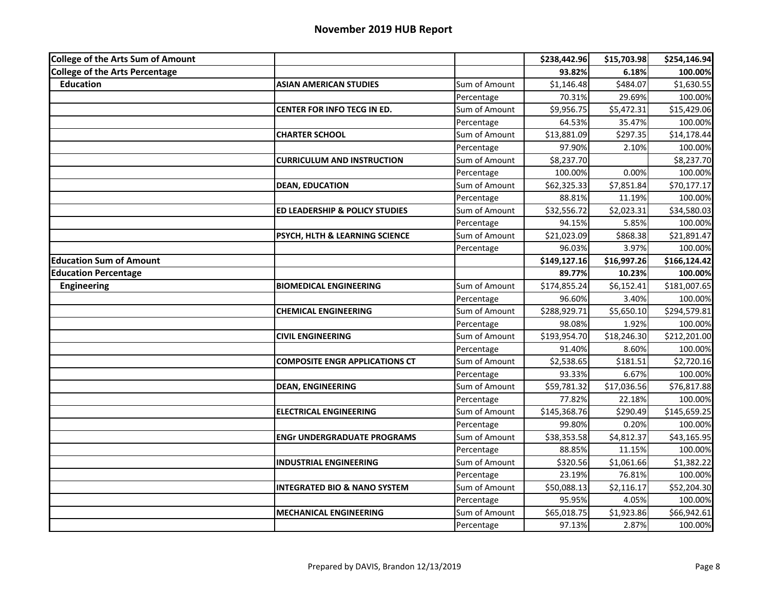# November 2019 HUB Report

| | | | | | |
|---|---|---|---|---|---|
| **College of the Arts Sum of Amount** | | | **$238,442.96** | **$15,703.98** | **$254,146.94** |
| **College of the Arts Percentage** | | | **93.82%** | **6.18%** | **100.00%** |
| **Education** | **ASIAN AMERICAN STUDIES** | Sum of Amount | $1,146.48 | $484.07 | $1,630.55 |
| | | Percentage | 70.31% | 29.69% | 100.00% |
| | **CENTER FOR INFO TECG IN ED.** | Sum of Amount | $9,956.75 | $5,472.31 | $15,429.06 |
| | | Percentage | 64.53% | 35.47% | 100.00% |
| | **CHARTER SCHOOL** | Sum of Amount | $13,881.09 | $297.35 | $14,178.44 |
| | | Percentage | 97.90% | 2.10% | 100.00% |
| | **CURRICULUM AND INSTRUCTION** | Sum of Amount | $8,237.70 | | $8,237.70 |
| | | Percentage | 100.00% | 0.00% | 100.00% |
| | **DEAN, EDUCATION** | Sum of Amount | $62,325.33 | $7,851.84 | $70,177.17 |
| | | Percentage | 88.81% | 11.19% | 100.00% |
| | **ED LEADERSHIP & POLICY STUDIES** | Sum of Amount | $32,556.72 | $2,023.31 | $34,580.03 |
| | | Percentage | 94.15% | 5.85% | 100.00% |
| | **PSYCH, HLTH & LEARNING SCIENCE** | Sum of Amount | $21,023.09 | $868.38 | $21,891.47 |
| | | Percentage | 96.03% | 3.97% | 100.00% |
| **Education Sum of Amount** | | | **$149,127.16** | **$16,997.26** | **$166,124.42** |
| **Education Percentage** | | | **89.77%** | **10.23%** | **100.00%** |
| **Engineering** | **BIOMEDICAL ENGINEERING** | Sum of Amount | $174,855.24 | $6,152.41 | $181,007.65 |
| | | Percentage | 96.60% | 3.40% | 100.00% |
| | **CHEMICAL ENGINEERING** | Sum of Amount | $288,929.71 | $5,650.10 | $294,579.81 |
| | | Percentage | 98.08% | 1.92% | 100.00% |
| | **CIVIL ENGINEERING** | Sum of Amount | $193,954.70 | $18,246.30 | $212,201.00 |
| | | Percentage | 91.40% | 8.60% | 100.00% |
| | **COMPOSITE ENGR APPLICATIONS CT** | Sum of Amount | $2,538.65 | $181.51 | $2,720.16 |
| | | Percentage | 93.33% | 6.67% | 100.00% |
| | **DEAN, ENGINEERING** | Sum of Amount | $59,781.32 | $17,036.56 | $76,817.88 |
| | | Percentage | 77.82% | 22.18% | 100.00% |
| | **ELECTRICAL ENGINEERING** | Sum of Amount | $145,368.76 | $290.49 | $145,659.25 |
| | | Percentage | 99.80% | 0.20% | 100.00% |
| | **ENGr UNDERGRADUATE PROGRAMS** | Sum of Amount | $38,353.58 | $4,812.37 | $43,165.95 |
| | | Percentage | 88.85% | 11.15% | 100.00% |
| | **INDUSTRIAL ENGINEERING** | Sum of Amount | $320.56 | $1,061.66 | $1,382.22 |
| | | Percentage | 23.19% | 76.81% | 100.00% |
| | **INTEGRATED BIO & NANO SYSTEM** | Sum of Amount | $50,088.13 | $2,116.17 | $52,204.30 |
| | | Percentage | 95.95% | 4.05% | 100.00% |
| | **MECHANICAL ENGINEERING** | Sum of Amount | $65,018.75 | $1,923.86 | $66,942.61 |
| | | Percentage | 97.13% | 2.87% | 100.00% |

Prepared by DAVIS, Brandon 12/13/2019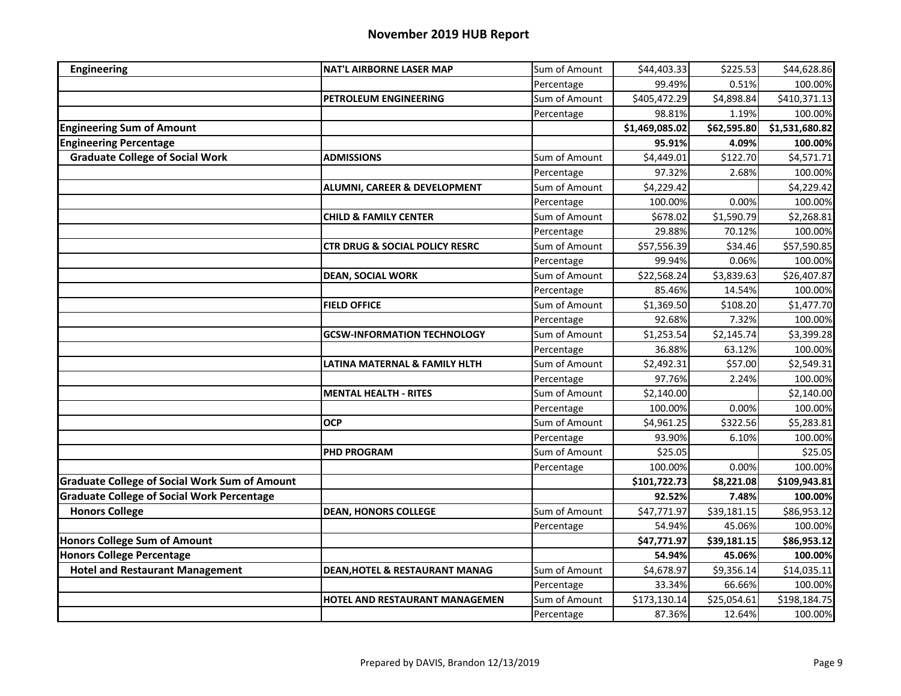# November 2019 HUB Report

| | | | | | |
|---|---|---|---|---|---|
| **Engineering** | **NAT'L AIRBORNE LASER MAP** | Sum of Amount | $44,403.33 | $225.53 | $44,628.86 |
| | | Percentage | 99.49% | 0.51% | 100.00% |
| | **PETROLEUM ENGINEERING** | Sum of Amount | $405,472.29 | $4,898.84 | $410,371.13 |
| | | Percentage | 98.81% | 1.19% | 100.00% |
| **Engineering Sum of Amount** | | | **$1,469,085.02** | **$62,595.80** | **$1,531,680.82** |
| **Engineering Percentage** | | | **95.91%** | **4.09%** | **100.00%** |
| **Graduate College of Social Work** | **ADMISSIONS** | Sum of Amount | $4,449.01 | $122.70 | $4,571.71 |
| | | Percentage | 97.32% | 2.68% | 100.00% |
| | **ALUMNI, CAREER & DEVELOPMENT** | Sum of Amount | $4,229.42 | | $4,229.42 |
| | | Percentage | 100.00% | 0.00% | 100.00% |
| | **CHILD & FAMILY CENTER** | Sum of Amount | $678.02 | $1,590.79 | $2,268.81 |
| | | Percentage | 29.88% | 70.12% | 100.00% |
| | **CTR DRUG & SOCIAL POLICY RESRC** | Sum of Amount | $57,556.39 | $34.46 | $57,590.85 |
| | | Percentage | 99.94% | 0.06% | 100.00% |
| | **DEAN, SOCIAL WORK** | Sum of Amount | $22,568.24 | $3,839.63 | $26,407.87 |
| | | Percentage | 85.46% | 14.54% | 100.00% |
| | **FIELD OFFICE** | Sum of Amount | $1,369.50 | $108.20 | $1,477.70 |
| | | Percentage | 92.68% | 7.32% | 100.00% |
| | **GCSW-INFORMATION TECHNOLOGY** | Sum of Amount | $1,253.54 | $2,145.74 | $3,399.28 |
| | | Percentage | 36.88% | 63.12% | 100.00% |
| | **LATINA MATERNAL & FAMILY HLTH** | Sum of Amount | $2,492.31 | $57.00 | $2,549.31 |
| | | Percentage | 97.76% | 2.24% | 100.00% |
| | **MENTAL HEALTH - RITES** | Sum of Amount | $2,140.00 | | $2,140.00 |
| | | Percentage | 100.00% | 0.00% | 100.00% |
| | **OCP** | Sum of Amount | $4,961.25 | $322.56 | $5,283.81 |
| | | Percentage | 93.90% | 6.10% | 100.00% |
| | **PHD PROGRAM** | Sum of Amount | $25.05 | | $25.05 |
| | | Percentage | 100.00% | 0.00% | 100.00% |
| **Graduate College of Social Work Sum of Amount** | | | **$101,722.73** | **$8,221.08** | **$109,943.81** |
| **Graduate College of Social Work Percentage** | | | **92.52%** | **7.48%** | **100.00%** |
| **Honors College** | **DEAN, HONORS COLLEGE** | Sum of Amount | $47,771.97 | $39,181.15 | $86,953.12 |
| | | Percentage | 54.94% | 45.06% | 100.00% |
| **Honors College Sum of Amount** | | | **$47,771.97** | **$39,181.15** | **$86,953.12** |
| **Honors College Percentage** | | | **54.94%** | **45.06%** | **100.00%** |
| **Hotel and Restaurant Management** | **DEAN,HOTEL & RESTAURANT MANAG** | Sum of Amount | $4,678.97 | $9,356.14 | $14,035.11 |
| | | Percentage | 33.34% | 66.66% | 100.00% |
| | **HOTEL AND RESTAURANT MANAGEMEN** | Sum of Amount | $173,130.14 | $25,054.61 | $198,184.75 |
| | | Percentage | 87.36% | 12.64% | 100.00% |

Prepared by DAVIS, Brandon 12/13/2019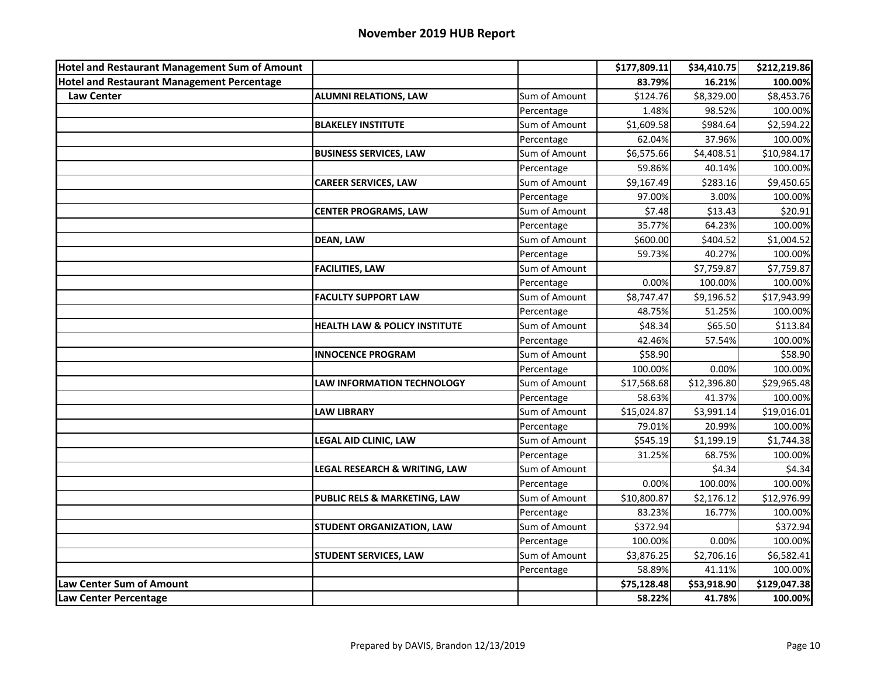# November 2019 HUB Report

| | | | | | |
|---|---|---|---|---|---|
| **Hotel and Restaurant Management Sum of Amount** | | | **$177,809.11** | **$34,410.75** | **$212,219.86** |
| **Hotel and Restaurant Management Percentage** | | | **83.79%** | **16.21%** | **100.00%** |
| **Law Center** | **ALUMNI RELATIONS, LAW** | Sum of Amount | $124.76 | $8,329.00 | $8,453.76 |
| | | Percentage | 1.48% | 98.52% | 100.00% |
| | **BLAKELEY INSTITUTE** | Sum of Amount | $1,609.58 | $984.64 | $2,594.22 |
| | | Percentage | 62.04% | 37.96% | 100.00% |
| | **BUSINESS SERVICES, LAW** | Sum of Amount | $6,575.66 | $4,408.51 | $10,984.17 |
| | | Percentage | 59.86% | 40.14% | 100.00% |
| | **CAREER SERVICES, LAW** | Sum of Amount | $9,167.49 | $283.16 | $9,450.65 |
| | | Percentage | 97.00% | 3.00% | 100.00% |
| | **CENTER PROGRAMS, LAW** | Sum of Amount | $7.48 | $13.43 | $20.91 |
| | | Percentage | 35.77% | 64.23% | 100.00% |
| | **DEAN, LAW** | Sum of Amount | $600.00 | $404.52 | $1,004.52 |
| | | Percentage | 59.73% | 40.27% | 100.00% |
| | **FACILITIES, LAW** | Sum of Amount | | $7,759.87 | $7,759.87 |
| | | Percentage | 0.00% | 100.00% | 100.00% |
| | **FACULTY SUPPORT LAW** | Sum of Amount | $8,747.47 | $9,196.52 | $17,943.99 |
| | | Percentage | 48.75% | 51.25% | 100.00% |
| | **HEALTH LAW & POLICY INSTITUTE** | Sum of Amount | $48.34 | $65.50 | $113.84 |
| | | Percentage | 42.46% | 57.54% | 100.00% |
| | **INNOCENCE PROGRAM** | Sum of Amount | $58.90 | | $58.90 |
| | | Percentage | 100.00% | 0.00% | 100.00% |
| | **LAW INFORMATION TECHNOLOGY** | Sum of Amount | $17,568.68 | $12,396.80 | $29,965.48 |
| | | Percentage | 58.63% | 41.37% | 100.00% |
| | **LAW LIBRARY** | Sum of Amount | $15,024.87 | $3,991.14 | $19,016.01 |
| | | Percentage | 79.01% | 20.99% | 100.00% |
| | **LEGAL AID CLINIC, LAW** | Sum of Amount | $545.19 | $1,199.19 | $1,744.38 |
| | | Percentage | 31.25% | 68.75% | 100.00% |
| | **LEGAL RESEARCH & WRITING, LAW** | Sum of Amount | | $4.34 | $4.34 |
| | | Percentage | 0.00% | 100.00% | 100.00% |
| | **PUBLIC RELS & MARKETING, LAW** | Sum of Amount | $10,800.87 | $2,176.12 | $12,976.99 |
| | | Percentage | 83.23% | 16.77% | 100.00% |
| | **STUDENT ORGANIZATION, LAW** | Sum of Amount | $372.94 | | $372.94 |
| | | Percentage | 100.00% | 0.00% | 100.00% |
| | **STUDENT SERVICES, LAW** | Sum of Amount | $3,876.25 | $2,706.16 | $6,582.41 |
| | | Percentage | 58.89% | 41.11% | 100.00% |
| **Law Center Sum of Amount** | | | **$75,128.48** | **$53,918.90** | **$129,047.38** |
| **Law Center Percentage** | | | **58.22%** | **41.78%** | **100.00%** |

Prepared by DAVIS, Brandon 12/13/2019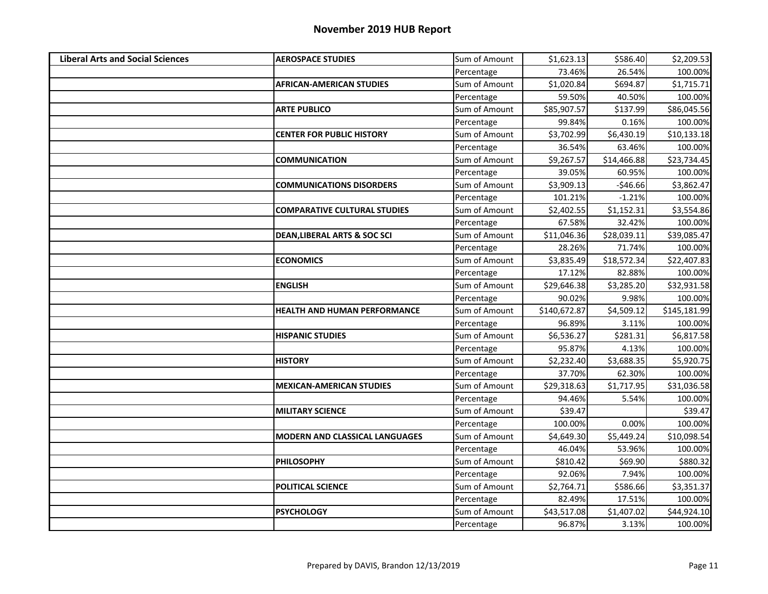# November 2019 HUB Report

| | | | | | |
|---|---|---|---|---|---|
| **Liberal Arts and Social Sciences** | **AEROSPACE STUDIES** | Sum of Amount | $1,623.13 | $586.40 | $2,209.53 |
| | | Percentage | 73.46% | 26.54% | 100.00% |
| | **AFRICAN-AMERICAN STUDIES** | Sum of Amount | $1,020.84 | $694.87 | $1,715.71 |
| | | Percentage | 59.50% | 40.50% | 100.00% |
| | **ARTE PUBLICO** | Sum of Amount | $85,907.57 | $137.99 | $86,045.56 |
| | | Percentage | 99.84% | 0.16% | 100.00% |
| | **CENTER FOR PUBLIC HISTORY** | Sum of Amount | $3,702.99 | $6,430.19 | $10,133.18 |
| | | Percentage | 36.54% | 63.46% | 100.00% |
| | **COMMUNICATION** | Sum of Amount | $9,267.57 | $14,466.88 | $23,734.45 |
| | | Percentage | 39.05% | 60.95% | 100.00% |
| | **COMMUNICATIONS DISORDERS** | Sum of Amount | $3,909.13 | -$46.66 | $3,862.47 |
| | | Percentage | 101.21% | -1.21% | 100.00% |
| | **COMPARATIVE CULTURAL STUDIES** | Sum of Amount | $2,402.55 | $1,152.31 | $3,554.86 |
| | | Percentage | 67.58% | 32.42% | 100.00% |
| | **DEAN,LIBERAL ARTS & SOC SCI** | Sum of Amount | $11,046.36 | $28,039.11 | $39,085.47 |
| | | Percentage | 28.26% | 71.74% | 100.00% |
| | **ECONOMICS** | Sum of Amount | $3,835.49 | $18,572.34 | $22,407.83 |
| | | Percentage | 17.12% | 82.88% | 100.00% |
| | **ENGLISH** | Sum of Amount | $29,646.38 | $3,285.20 | $32,931.58 |
| | | Percentage | 90.02% | 9.98% | 100.00% |
| | **HEALTH AND HUMAN PERFORMANCE** | Sum of Amount | $140,672.87 | $4,509.12 | $145,181.99 |
| | | Percentage | 96.89% | 3.11% | 100.00% |
| | **HISPANIC STUDIES** | Sum of Amount | $6,536.27 | $281.31 | $6,817.58 |
| | | Percentage | 95.87% | 4.13% | 100.00% |
| | **HISTORY** | Sum of Amount | $2,232.40 | $3,688.35 | $5,920.75 |
| | | Percentage | 37.70% | 62.30% | 100.00% |
| | **MEXICAN-AMERICAN STUDIES** | Sum of Amount | $29,318.63 | $1,717.95 | $31,036.58 |
| | | Percentage | 94.46% | 5.54% | 100.00% |
| | **MILITARY SCIENCE** | Sum of Amount | $39.47 | | $39.47 |
| | | Percentage | 100.00% | 0.00% | 100.00% |
| | **MODERN AND CLASSICAL LANGUAGES** | Sum of Amount | $4,649.30 | $5,449.24 | $10,098.54 |
| | | Percentage | 46.04% | 53.96% | 100.00% |
| | **PHILOSOPHY** | Sum of Amount | $810.42 | $69.90 | $880.32 |
| | | Percentage | 92.06% | 7.94% | 100.00% |
| | **POLITICAL SCIENCE** | Sum of Amount | $2,764.71 | $586.66 | $3,351.37 |
| | | Percentage | 82.49% | 17.51% | 100.00% |
| | **PSYCHOLOGY** | Sum of Amount | $43,517.08 | $1,407.02 | $44,924.10 |
| | | Percentage | 96.87% | 3.13% | 100.00% |

Prepared by DAVIS, Brandon 12/13/2019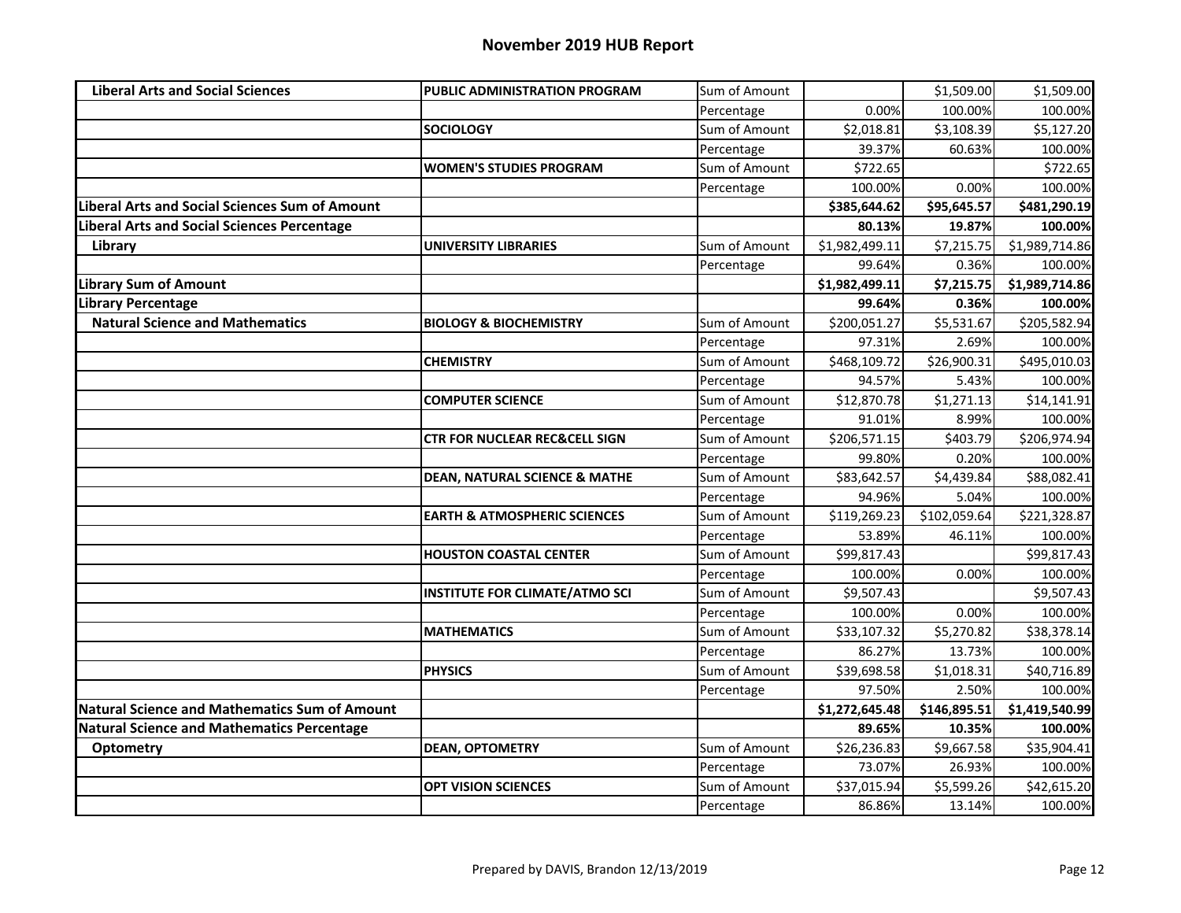# November 2019 HUB Report

| | | | | | |
|---|---|---|---|---|---|
| **Liberal Arts and Social Sciences** | **PUBLIC ADMINISTRATION PROGRAM** | Sum of Amount | | $1,509.00 | $1,509.00 |
| | | Percentage | 0.00% | 100.00% | 100.00% |
| | **SOCIOLOGY** | Sum of Amount | $2,018.81 | $3,108.39 | $5,127.20 |
| | | Percentage | 39.37% | 60.63% | 100.00% |
| | **WOMEN'S STUDIES PROGRAM** | Sum of Amount | $722.65 | | $722.65 |
| | | Percentage | 100.00% | 0.00% | 100.00% |
| **Liberal Arts and Social Sciences Sum of Amount** | | | **$385,644.62** | **$95,645.57** | **$481,290.19** |
| **Liberal Arts and Social Sciences Percentage** | | | **80.13%** | **19.87%** | **100.00%** |
| **Library** | **UNIVERSITY LIBRARIES** | Sum of Amount | $1,982,499.11 | $7,215.75 | $1,989,714.86 |
| | | Percentage | 99.64% | 0.36% | 100.00% |
| **Library Sum of Amount** | | | **$1,982,499.11** | **$7,215.75** | **$1,989,714.86** |
| **Library Percentage** | | | **99.64%** | **0.36%** | **100.00%** |
| **Natural Science and Mathematics** | **BIOLOGY & BIOCHEMISTRY** | Sum of Amount | $200,051.27 | $5,531.67 | $205,582.94 |
| | | Percentage | 97.31% | 2.69% | 100.00% |
| | **CHEMISTRY** | Sum of Amount | $468,109.72 | $26,900.31 | $495,010.03 |
| | | Percentage | 94.57% | 5.43% | 100.00% |
| | **COMPUTER SCIENCE** | Sum of Amount | $12,870.78 | $1,271.13 | $14,141.91 |
| | | Percentage | 91.01% | 8.99% | 100.00% |
| | **CTR FOR NUCLEAR REC&CELL SIGN** | Sum of Amount | $206,571.15 | $403.79 | $206,974.94 |
| | | Percentage | 99.80% | 0.20% | 100.00% |
| | **DEAN, NATURAL SCIENCE & MATHE** | Sum of Amount | $83,642.57 | $4,439.84 | $88,082.41 |
| | | Percentage | 94.96% | 5.04% | 100.00% |
| | **EARTH & ATMOSPHERIC SCIENCES** | Sum of Amount | $119,269.23 | $102,059.64 | $221,328.87 |
| | | Percentage | 53.89% | 46.11% | 100.00% |
| | **HOUSTON COASTAL CENTER** | Sum of Amount | $99,817.43 | | $99,817.43 |
| | | Percentage | 100.00% | 0.00% | 100.00% |
| | **INSTITUTE FOR CLIMATE/ATMO SCI** | Sum of Amount | $9,507.43 | | $9,507.43 |
| | | Percentage | 100.00% | 0.00% | 100.00% |
| | **MATHEMATICS** | Sum of Amount | $33,107.32 | $5,270.82 | $38,378.14 |
| | | Percentage | 86.27% | 13.73% | 100.00% |
| | **PHYSICS** | Sum of Amount | $39,698.58 | $1,018.31 | $40,716.89 |
| | | Percentage | 97.50% | 2.50% | 100.00% |
| **Natural Science and Mathematics Sum of Amount** | | | **$1,272,645.48** | **$146,895.51** | **$1,419,540.99** |
| **Natural Science and Mathematics Percentage** | | | **89.65%** | **10.35%** | **100.00%** |
| **Optometry** | **DEAN, OPTOMETRY** | Sum of Amount | $26,236.83 | $9,667.58 | $35,904.41 |
| | | Percentage | 73.07% | 26.93% | 100.00% |
| | **OPT VISION SCIENCES** | Sum of Amount | $37,015.94 | $5,599.26 | $42,615.20 |
| | | Percentage | 86.86% | 13.14% | 100.00% |

Prepared by DAVIS, Brandon 12/13/2019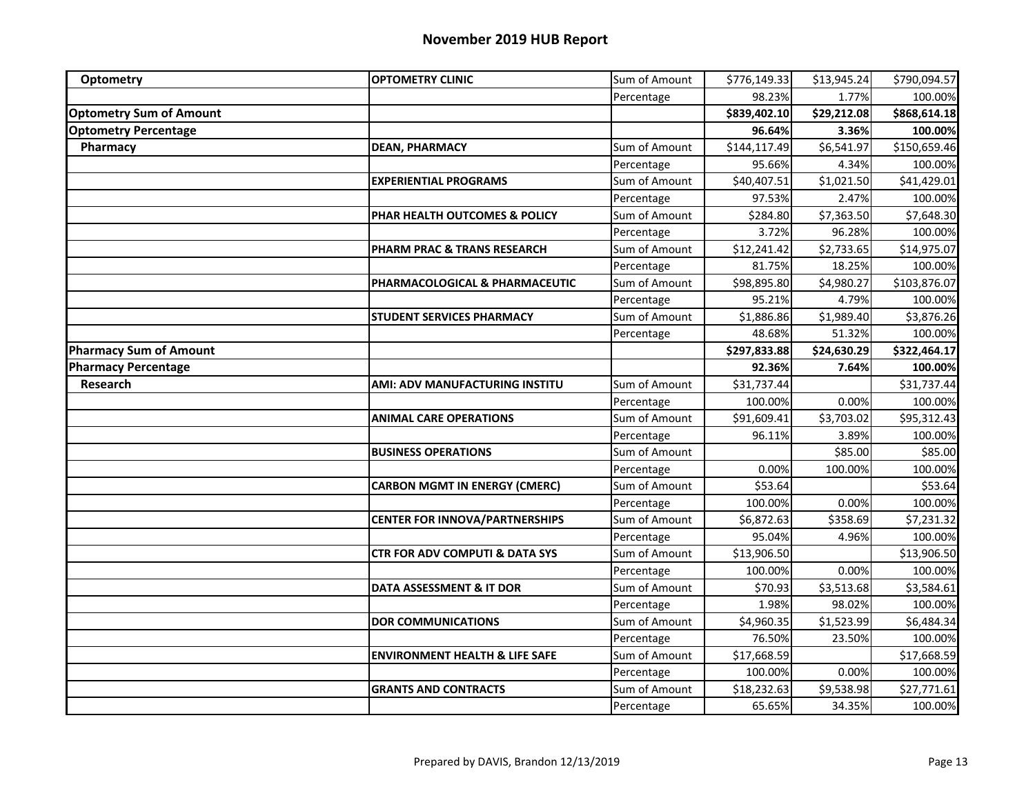# November 2019 HUB Report

| | | | | | |
|---|---|---|---|---|---|
| **Optometry** | **OPTOMETRY CLINIC** | Sum of Amount | $776,149.33 | $13,945.24 | $790,094.57 |
| | | Percentage | 98.23% | 1.77% | 100.00% |
| **Optometry Sum of Amount** | | | **$839,402.10** | **$29,212.08** | **$868,614.18** |
| **Optometry Percentage** | | | **96.64%** | **3.36%** | **100.00%** |
| **Pharmacy** | **DEAN, PHARMACY** | Sum of Amount | $144,117.49 | $6,541.97 | $150,659.46 |
| | | Percentage | 95.66% | 4.34% | 100.00% |
| | **EXPERIENTIAL PROGRAMS** | Sum of Amount | $40,407.51 | $1,021.50 | $41,429.01 |
| | | Percentage | 97.53% | 2.47% | 100.00% |
| | **PHAR HEALTH OUTCOMES & POLICY** | Sum of Amount | $284.80 | $7,363.50 | $7,648.30 |
| | | Percentage | 3.72% | 96.28% | 100.00% |
| | **PHARM PRAC & TRANS RESEARCH** | Sum of Amount | $12,241.42 | $2,733.65 | $14,975.07 |
| | | Percentage | 81.75% | 18.25% | 100.00% |
| | **PHARMACOLOGICAL & PHARMACEUTIC** | Sum of Amount | $98,895.80 | $4,980.27 | $103,876.07 |
| | | Percentage | 95.21% | 4.79% | 100.00% |
| | **STUDENT SERVICES PHARMACY** | Sum of Amount | $1,886.86 | $1,989.40 | $3,876.26 |
| | | Percentage | 48.68% | 51.32% | 100.00% |
| **Pharmacy Sum of Amount** | | | **$297,833.88** | **$24,630.29** | **$322,464.17** |
| **Pharmacy Percentage** | | | **92.36%** | **7.64%** | **100.00%** |
| **Research** | **AMI: ADV MANUFACTURING INSTITU** | Sum of Amount | $31,737.44 | | $31,737.44 |
| | | Percentage | 100.00% | 0.00% | 100.00% |
| | **ANIMAL CARE OPERATIONS** | Sum of Amount | $91,609.41 | $3,703.02 | $95,312.43 |
| | | Percentage | 96.11% | 3.89% | 100.00% |
| | **BUSINESS OPERATIONS** | Sum of Amount | | $85.00 | $85.00 |
| | | Percentage | 0.00% | 100.00% | 100.00% |
| | **CARBON MGMT IN ENERGY (CMERC)** | Sum of Amount | $53.64 | | $53.64 |
| | | Percentage | 100.00% | 0.00% | 100.00% |
| | **CENTER FOR INNOVA/PARTNERSHIPS** | Sum of Amount | $6,872.63 | $358.69 | $7,231.32 |
| | | Percentage | 95.04% | 4.96% | 100.00% |
| | **CTR FOR ADV COMPUTI & DATA SYS** | Sum of Amount | $13,906.50 | | $13,906.50 |
| | | Percentage | 100.00% | 0.00% | 100.00% |
| | **DATA ASSESSMENT & IT DOR** | Sum of Amount | $70.93 | $3,513.68 | $3,584.61 |
| | | Percentage | 1.98% | 98.02% | 100.00% |
| | **DOR COMMUNICATIONS** | Sum of Amount | $4,960.35 | $1,523.99 | $6,484.34 |
| | | Percentage | 76.50% | 23.50% | 100.00% |
| | **ENVIRONMENT HEALTH & LIFE SAFE** | Sum of Amount | $17,668.59 | | $17,668.59 |
| | | Percentage | 100.00% | 0.00% | 100.00% |
| | **GRANTS AND CONTRACTS** | Sum of Amount | $18,232.63 | $9,538.98 | $27,771.61 |
| | | Percentage | 65.65% | 34.35% | 100.00% |

Prepared by DAVIS, Brandon 12/13/2019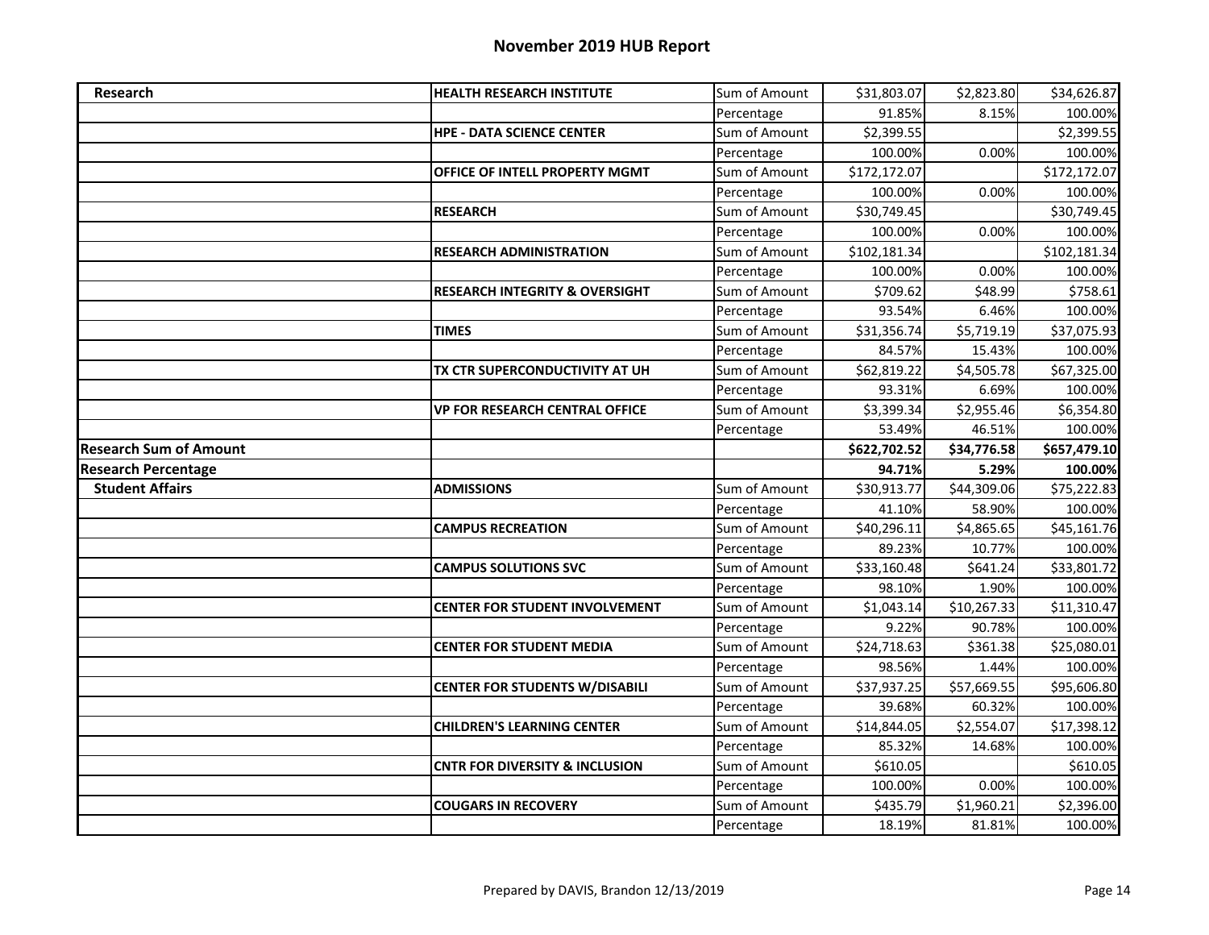# November 2019 HUB Report

| | | | | | |
|---|---|---|---|---|---|
| **Research** | **HEALTH RESEARCH INSTITUTE** | Sum of Amount | $31,803.07 | $2,823.80 | $34,626.87 |
| | | Percentage | 91.85% | 8.15% | 100.00% |
| | **HPE - DATA SCIENCE CENTER** | Sum of Amount | $2,399.55 | | $2,399.55 |
| | | Percentage | 100.00% | 0.00% | 100.00% |
| | **OFFICE OF INTELL PROPERTY MGMT** | Sum of Amount | $172,172.07 | | $172,172.07 |
| | | Percentage | 100.00% | 0.00% | 100.00% |
| | **RESEARCH** | Sum of Amount | $30,749.45 | | $30,749.45 |
| | | Percentage | 100.00% | 0.00% | 100.00% |
| | **RESEARCH ADMINISTRATION** | Sum of Amount | $102,181.34 | | $102,181.34 |
| | | Percentage | 100.00% | 0.00% | 100.00% |
| | **RESEARCH INTEGRITY & OVERSIGHT** | Sum of Amount | $709.62 | $48.99 | $758.61 |
| | | Percentage | 93.54% | 6.46% | 100.00% |
| | **TIMES** | Sum of Amount | $31,356.74 | $5,719.19 | $37,075.93 |
| | | Percentage | 84.57% | 15.43% | 100.00% |
| | **TX CTR SUPERCONDUCTIVITY AT UH** | Sum of Amount | $62,819.22 | $4,505.78 | $67,325.00 |
| | | Percentage | 93.31% | 6.69% | 100.00% |
| | **VP FOR RESEARCH CENTRAL OFFICE** | Sum of Amount | $3,399.34 | $2,955.46 | $6,354.80 |
| | | Percentage | 53.49% | 46.51% | 100.00% |
| **Research Sum of Amount** | | | **$622,702.52** | **$34,776.58** | **$657,479.10** |
| **Research Percentage** | | | **94.71%** | **5.29%** | **100.00%** |
| **Student Affairs** | **ADMISSIONS** | Sum of Amount | $30,913.77 | $44,309.06 | $75,222.83 |
| | | Percentage | 41.10% | 58.90% | 100.00% |
| | **CAMPUS RECREATION** | Sum of Amount | $40,296.11 | $4,865.65 | $45,161.76 |
| | | Percentage | 89.23% | 10.77% | 100.00% |
| | **CAMPUS SOLUTIONS SVC** | Sum of Amount | $33,160.48 | $641.24 | $33,801.72 |
| | | Percentage | 98.10% | 1.90% | 100.00% |
| | **CENTER FOR STUDENT INVOLVEMENT** | Sum of Amount | $1,043.14 | $10,267.33 | $11,310.47 |
| | | Percentage | 9.22% | 90.78% | 100.00% |
| | **CENTER FOR STUDENT MEDIA** | Sum of Amount | $24,718.63 | $361.38 | $25,080.01 |
| | | Percentage | 98.56% | 1.44% | 100.00% |
| | **CENTER FOR STUDENTS W/DISABILI** | Sum of Amount | $37,937.25 | $57,669.55 | $95,606.80 |
| | | Percentage | 39.68% | 60.32% | 100.00% |
| | **CHILDREN'S LEARNING CENTER** | Sum of Amount | $14,844.05 | $2,554.07 | $17,398.12 |
| | | Percentage | 85.32% | 14.68% | 100.00% |
| | **CNTR FOR DIVERSITY & INCLUSION** | Sum of Amount | $610.05 | | $610.05 |
| | | Percentage | 100.00% | 0.00% | 100.00% |
| | **COUGARS IN RECOVERY** | Sum of Amount | $435.79 | $1,960.21 | $2,396.00 |
| | | Percentage | 18.19% | 81.81% | 100.00% |

Prepared by DAVIS, Brandon 12/13/2019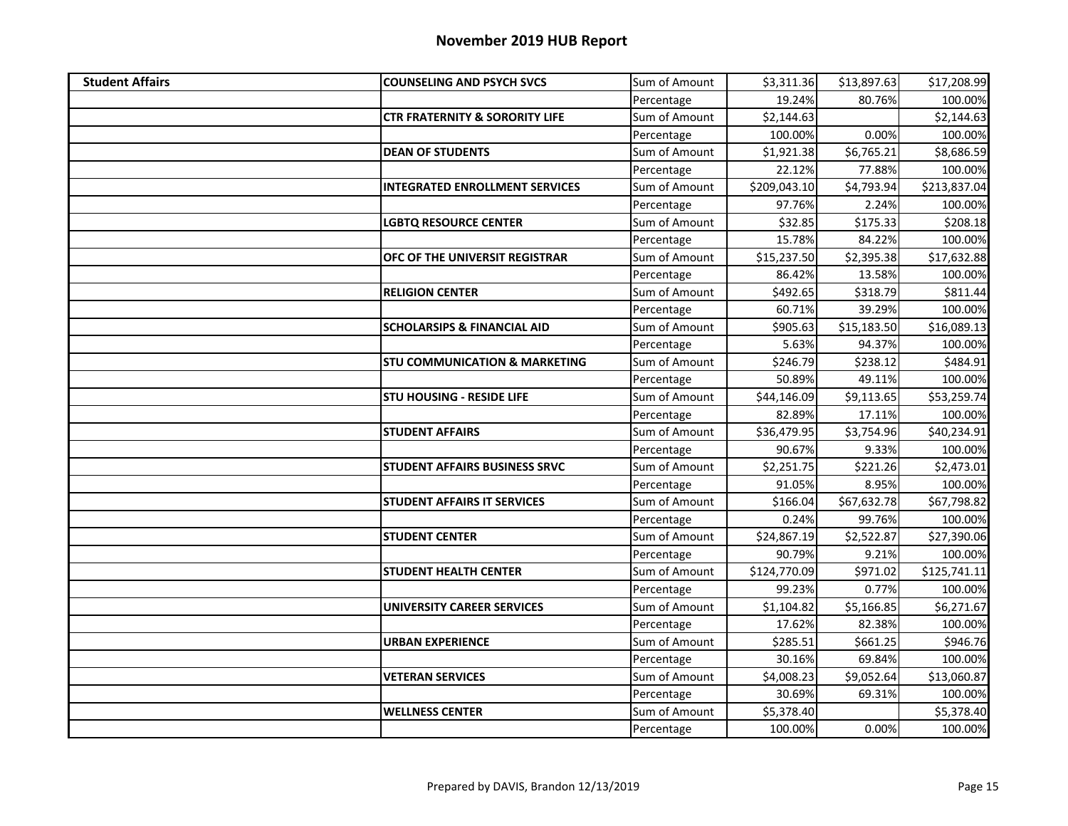# November 2019 HUB Report

| | | | | | |
|---|---|---|---|---|---|
| **Student Affairs** | **COUNSELING AND PSYCH SVCS** | Sum of Amount | $3,311.36 | $13,897.63 | $17,208.99 |
| | | Percentage | 19.24% | 80.76% | 100.00% |
| | **CTR FRATERNITY & SORORITY LIFE** | Sum of Amount | $2,144.63 | | $2,144.63 |
| | | Percentage | 100.00% | 0.00% | 100.00% |
| | **DEAN OF STUDENTS** | Sum of Amount | $1,921.38 | $6,765.21 | $8,686.59 |
| | | Percentage | 22.12% | 77.88% | 100.00% |
| | **INTEGRATED ENROLLMENT SERVICES** | Sum of Amount | $209,043.10 | $4,793.94 | $213,837.04 |
| | | Percentage | 97.76% | 2.24% | 100.00% |
| | **LGBTQ RESOURCE CENTER** | Sum of Amount | $32.85 | $175.33 | $208.18 |
| | | Percentage | 15.78% | 84.22% | 100.00% |
| | **OFC OF THE UNIVERSIT REGISTRAR** | Sum of Amount | $15,237.50 | $2,395.38 | $17,632.88 |
| | | Percentage | 86.42% | 13.58% | 100.00% |
| | **RELIGION CENTER** | Sum of Amount | $492.65 | $318.79 | $811.44 |
| | | Percentage | 60.71% | 39.29% | 100.00% |
| | **SCHOLARSIPS & FINANCIAL AID** | Sum of Amount | $905.63 | $15,183.50 | $16,089.13 |
| | | Percentage | 5.63% | 94.37% | 100.00% |
| | **STU COMMUNICATION & MARKETING** | Sum of Amount | $246.79 | $238.12 | $484.91 |
| | | Percentage | 50.89% | 49.11% | 100.00% |
| | **STU HOUSING - RESIDE LIFE** | Sum of Amount | $44,146.09 | $9,113.65 | $53,259.74 |
| | | Percentage | 82.89% | 17.11% | 100.00% |
| | **STUDENT AFFAIRS** | Sum of Amount | $36,479.95 | $3,754.96 | $40,234.91 |
| | | Percentage | 90.67% | 9.33% | 100.00% |
| | **STUDENT AFFAIRS BUSINESS SRVC** | Sum of Amount | $2,251.75 | $221.26 | $2,473.01 |
| | | Percentage | 91.05% | 8.95% | 100.00% |
| | **STUDENT AFFAIRS IT SERVICES** | Sum of Amount | $166.04 | $67,632.78 | $67,798.82 |
| | | Percentage | 0.24% | 99.76% | 100.00% |
| | **STUDENT CENTER** | Sum of Amount | $24,867.19 | $2,522.87 | $27,390.06 |
| | | Percentage | 90.79% | 9.21% | 100.00% |
| | **STUDENT HEALTH CENTER** | Sum of Amount | $124,770.09 | $971.02 | $125,741.11 |
| | | Percentage | 99.23% | 0.77% | 100.00% |
| | **UNIVERSITY CAREER SERVICES** | Sum of Amount | $1,104.82 | $5,166.85 | $6,271.67 |
| | | Percentage | 17.62% | 82.38% | 100.00% |
| | **URBAN EXPERIENCE** | Sum of Amount | $285.51 | $661.25 | $946.76 |
| | | Percentage | 30.16% | 69.84% | 100.00% |
| | **VETERAN SERVICES** | Sum of Amount | $4,008.23 | $9,052.64 | $13,060.87 |
| | | Percentage | 30.69% | 69.31% | 100.00% |
| | **WELLNESS CENTER** | Sum of Amount | $5,378.40 | | $5,378.40 |
| | | Percentage | 100.00% | 0.00% | 100.00% |

Prepared by DAVIS, Brandon 12/13/2019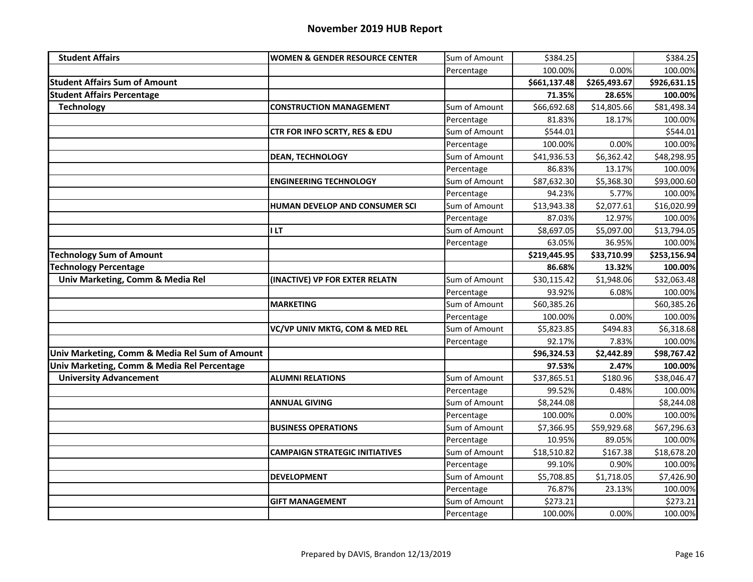## November 2019 HUB Report

| | | | | | |
|---|---|---|---|---|---|
| **Student Affairs** | **WOMEN & GENDER RESOURCE CENTER** | Sum of Amount | $384.25 | | $384.25 |
| | | Percentage | 100.00% | 0.00% | 100.00% |
| **Student Affairs Sum of Amount** | | | **$661,137.48** | **$265,493.67** | **$926,631.15** |
| **Student Affairs Percentage** | | | **71.35%** | **28.65%** | **100.00%** |
| **Technology** | **CONSTRUCTION MANAGEMENT** | Sum of Amount | $66,692.68 | $14,805.66 | $81,498.34 |
| | | Percentage | 81.83% | 18.17% | 100.00% |
| | **CTR FOR INFO SCRTY, RES & EDU** | Sum of Amount | $544.01 | | $544.01 |
| | | Percentage | 100.00% | 0.00% | 100.00% |
| | **DEAN, TECHNOLOGY** | Sum of Amount | $41,936.53 | $6,362.42 | $48,298.95 |
| | | Percentage | 86.83% | 13.17% | 100.00% |
| | **ENGINEERING TECHNOLOGY** | Sum of Amount | $87,632.30 | $5,368.30 | $93,000.60 |
| | | Percentage | 94.23% | 5.77% | 100.00% |
| | **HUMAN DEVELOP AND CONSUMER SCI** | Sum of Amount | $13,943.38 | $2,077.61 | $16,020.99 |
| | | Percentage | 87.03% | 12.97% | 100.00% |
| | **I LT** | Sum of Amount | $8,697.05 | $5,097.00 | $13,794.05 |
| | | Percentage | 63.05% | 36.95% | 100.00% |
| **Technology Sum of Amount** | | | **$219,445.95** | **$33,710.99** | **$253,156.94** |
| **Technology Percentage** | | | **86.68%** | **13.32%** | **100.00%** |
| **Univ Marketing, Comm & Media Rel** | **(INACTIVE) VP FOR EXTER RELATN** | Sum of Amount | $30,115.42 | $1,948.06 | $32,063.48 |
| | | Percentage | 93.92% | 6.08% | 100.00% |
| | **MARKETING** | Sum of Amount | $60,385.26 | | $60,385.26 |
| | | Percentage | 100.00% | 0.00% | 100.00% |
| | **VC/VP UNIV MKTG, COM & MED REL** | Sum of Amount | $5,823.85 | $494.83 | $6,318.68 |
| | | Percentage | 92.17% | 7.83% | 100.00% |
| **Univ Marketing, Comm & Media Rel Sum of Amount** | | | **$96,324.53** | **$2,442.89** | **$98,767.42** |
| **Univ Marketing, Comm & Media Rel Percentage** | | | **97.53%** | **2.47%** | **100.00%** |
| **University Advancement** | **ALUMNI RELATIONS** | Sum of Amount | $37,865.51 | $180.96 | $38,046.47 |
| | | Percentage | 99.52% | 0.48% | 100.00% |
| | **ANNUAL GIVING** | Sum of Amount | $8,244.08 | | $8,244.08 |
| | | Percentage | 100.00% | 0.00% | 100.00% |
| | **BUSINESS OPERATIONS** | Sum of Amount | $7,366.95 | $59,929.68 | $67,296.63 |
| | | Percentage | 10.95% | 89.05% | 100.00% |
| | **CAMPAIGN STRATEGIC INITIATIVES** | Sum of Amount | $18,510.82 | $167.38 | $18,678.20 |
| | | Percentage | 99.10% | 0.90% | 100.00% |
| | **DEVELOPMENT** | Sum of Amount | $5,708.85 | $1,718.05 | $7,426.90 |
| | | Percentage | 76.87% | 23.13% | 100.00% |
| | **GIFT MANAGEMENT** | Sum of Amount | $273.21 | | $273.21 |
| | | Percentage | 100.00% | 0.00% | 100.00% |

Prepared by DAVIS, Brandon 12/13/2019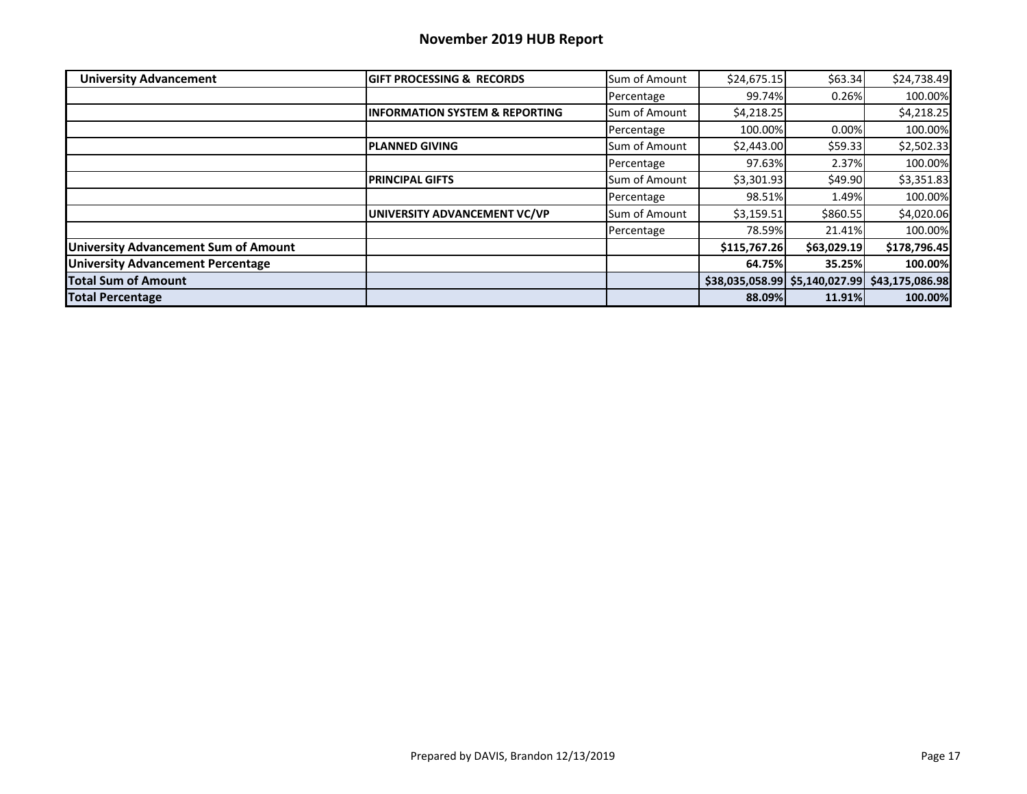# November 2019 HUB Report

| | | | | | |
|---|---|---|---|---|---|
| **University Advancement** | **GIFT PROCESSING & RECORDS** | Sum of Amount | $24,675.15 | $63.34 | $24,738.49 |
| | | Percentage | 99.74% | 0.26% | 100.00% |
| | **INFORMATION SYSTEM & REPORTING** | Sum of Amount | $4,218.25 | | $4,218.25 |
| | | Percentage | 100.00% | 0.00% | 100.00% |
| | **PLANNED GIVING** | Sum of Amount | $2,443.00 | $59.33 | $2,502.33 |
| | | Percentage | 97.63% | 2.37% | 100.00% |
| | **PRINCIPAL GIFTS** | Sum of Amount | $3,301.93 | $49.90 | $3,351.83 |
| | | Percentage | 98.51% | 1.49% | 100.00% |
| | **UNIVERSITY ADVANCEMENT VC/VP** | Sum of Amount | $3,159.51 | $860.55 | $4,020.06 |
| | | Percentage | 78.59% | 21.41% | 100.00% |
| **University Advancement Sum of Amount** | | | **$115,767.26** | **$63,029.19** | **$178,796.45** |
| **University Advancement Percentage** | | | **64.75%** | **35.25%** | **100.00%** |
| **Total Sum of Amount** | | | **$38,035,058.99** | **$5,140,027.99** | **$43,175,086.98** |
| **Total Percentage** | | | **88.09%** | **11.91%** | **100.00%** |

Prepared by DAVIS, Brandon 12/13/2019